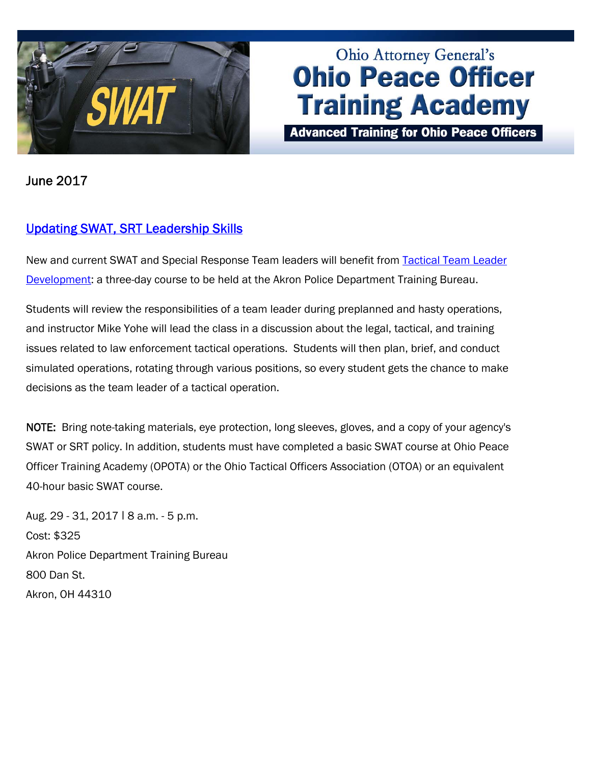Ohio Attorney General's

# Ohio Peace Officer Training Academy

**Advanced Training for Ohio Peace Officers**

June 2017

## Updating SWAT, SRT Leadership Skills

New and current SWAT and Special Response Team leaders will benefit from Tactical Team Leader Development: a three-day course to be held at the Akron Police Department Training Bureau.

Students will review the responsibilities of a team leader during preplanned and hasty operations, and instructor Mike Yohe will lead the class in a discussion about the legal, tactical, and training issues related to law enforcement tactical operations. Students will then plan, brief, and conduct simulated operations, rotating through various positions, so every student gets the chance to make decisions as the team leader of a tactical operation.

**NOTE:** Bring note-taking materials, eye protection, long sleeves, gloves, and a copy of your agency's SWAT or SRT policy. In addition, students must have completed a basic SWAT course at Ohio Peace Officer Training Academy (OPOTA) or the Ohio Tactical Officers Association (OTOA) or an equivalent 40-hour basic SWAT course.

Aug. 29 - 31, 2017 | 8 a.m. - 5 p.m.
Cost: $325
Akron Police Department Training Bureau
800 Dan St.
Akron, OH 44310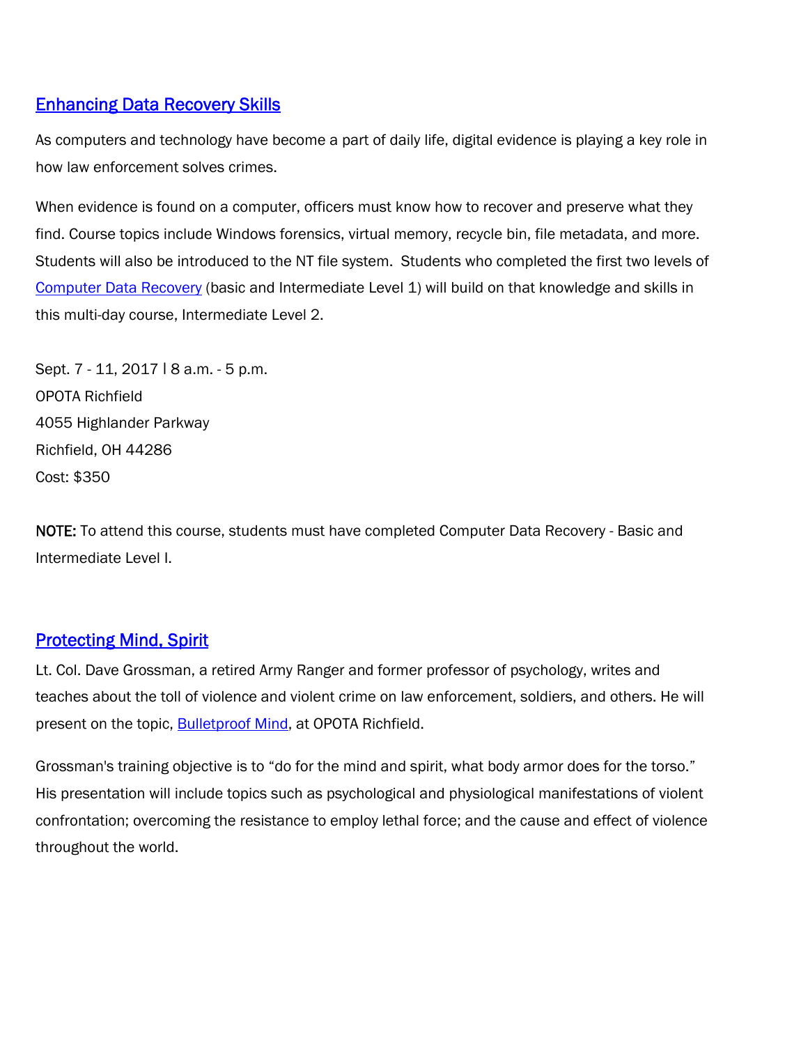## Enhancing Data Recovery Skills

As computers and technology have become a part of daily life, digital evidence is playing a key role in how law enforcement solves crimes.

When evidence is found on a computer, officers must know how to recover and preserve what they find. Course topics include Windows forensics, virtual memory, recycle bin, file metadata, and more. Students will also be introduced to the NT file system.  Students who completed the first two levels of Computer Data Recovery (basic and Intermediate Level 1) will build on that knowledge and skills in this multi-day course, Intermediate Level 2.

Sept. 7 - 11, 2017 | 8 a.m. - 5 p.m.
OPOTA Richfield
4055 Highlander Parkway
Richfield, OH 44286
Cost: $350

**NOTE:** To attend this course, students must have completed Computer Data Recovery - Basic and Intermediate Level I.

## Protecting Mind, Spirit

Lt. Col. Dave Grossman, a retired Army Ranger and former professor of psychology, writes and teaches about the toll of violence and violent crime on law enforcement, soldiers, and others. He will present on the topic, Bulletproof Mind, at OPOTA Richfield.

Grossman's training objective is to "do for the mind and spirit, what body armor does for the torso." His presentation will include topics such as psychological and physiological manifestations of violent confrontation; overcoming the resistance to employ lethal force; and the cause and effect of violence throughout the world.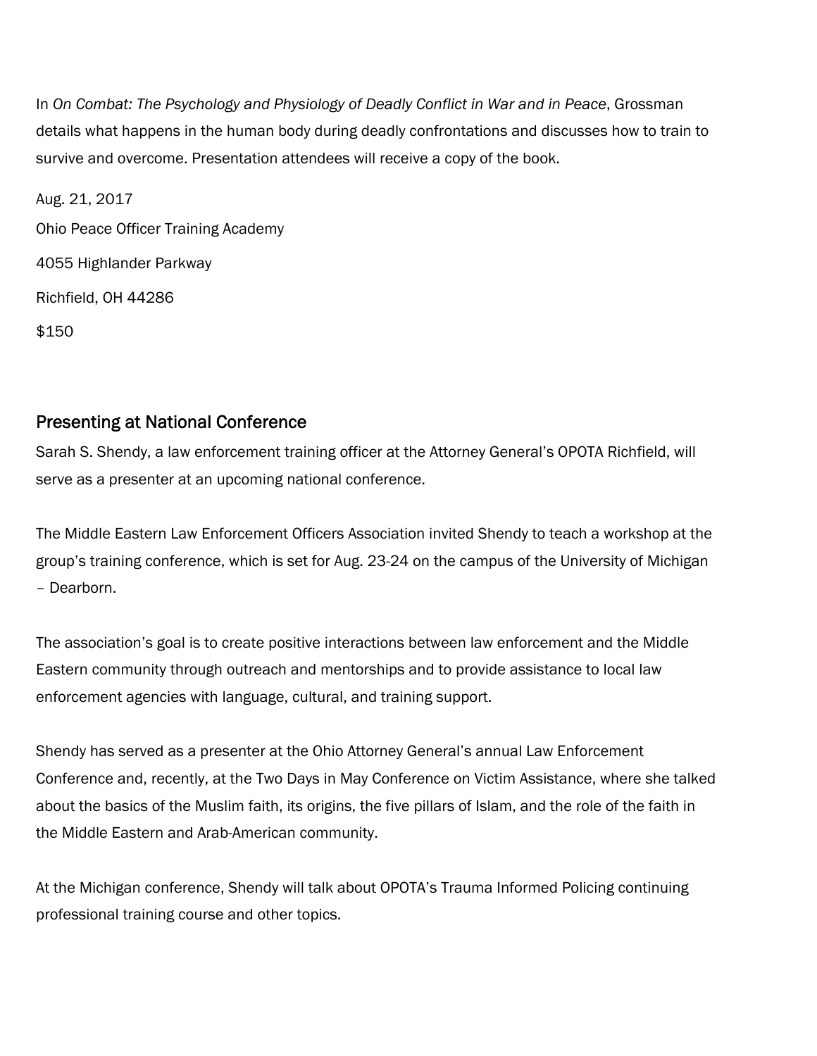In *On Combat: The Psychology and Physiology of Deadly Conflict in War and in Peace*, Grossman details what happens in the human body during deadly confrontations and discusses how to train to survive and overcome. Presentation attendees will receive a copy of the book.

Aug. 21, 2017

Ohio Peace Officer Training Academy

4055 Highlander Parkway

Richfield, OH 44286

$150

## Presenting at National Conference

Sarah S. Shendy, a law enforcement training officer at the Attorney General's OPOTA Richfield, will serve as a presenter at an upcoming national conference.

The Middle Eastern Law Enforcement Officers Association invited Shendy to teach a workshop at the group's training conference, which is set for Aug. 23-24 on the campus of the University of Michigan – Dearborn.

The association's goal is to create positive interactions between law enforcement and the Middle Eastern community through outreach and mentorships and to provide assistance to local law enforcement agencies with language, cultural, and training support.

Shendy has served as a presenter at the Ohio Attorney General's annual Law Enforcement Conference and, recently, at the Two Days in May Conference on Victim Assistance, where she talked about the basics of the Muslim faith, its origins, the five pillars of Islam, and the role of the faith in the Middle Eastern and Arab-American community.

At the Michigan conference, Shendy will talk about OPOTA's Trauma Informed Policing continuing professional training course and other topics.